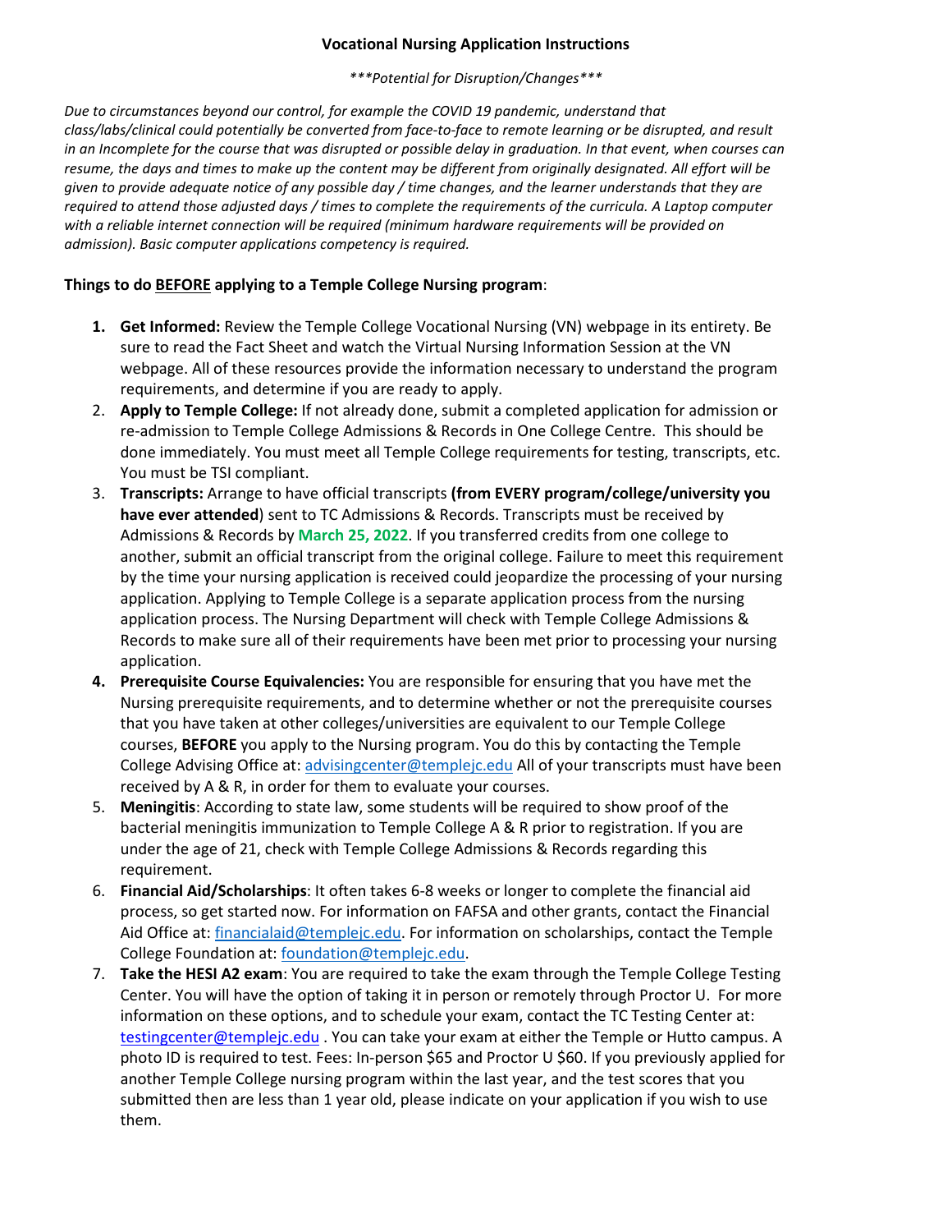# Vocational Nursing Application Instructions

*\*\*\*Potential for Disruption/Changes\*\*\**

*Due to circumstances beyond our control, for example the COVID 19 pandemic, understand that class/labs/clinical could potentially be converted from face-to-face to remote learning or be disrupted, and result in an Incomplete for the course that was disrupted or possible delay in graduation. In that event, when courses can resume, the days and times to make up the content may be different from originally designated. All effort will be given to provide adequate notice of any possible day / time changes, and the learner understands that they are required to attend those adjusted days / times to complete the requirements of the curricula. A Laptop computer with a reliable internet connection will be required (minimum hardware requirements will be provided on admission). Basic computer applications competency is required.*

**Things to do <u>BEFORE</u> applying to a Temple College Nursing program**:

1. **Get Informed:** Review the Temple College Vocational Nursing (VN) webpage in its entirety. Be sure to read the Fact Sheet and watch the Virtual Nursing Information Session at the VN webpage. All of these resources provide the information necessary to understand the program requirements, and determine if you are ready to apply.
2. **Apply to Temple College:** If not already done, submit a completed application for admission or re-admission to Temple College Admissions & Records in One College Centre. This should be done immediately. You must meet all Temple College requirements for testing, transcripts, etc. You must be TSI compliant.
3. **Transcripts:** Arrange to have official transcripts **(from EVERY program/college/university you have ever attended**) sent to TC Admissions & Records. Transcripts must be received by Admissions & Records by **March 25, 2022**. If you transferred credits from one college to another, submit an official transcript from the original college. Failure to meet this requirement by the time your nursing application is received could jeopardize the processing of your nursing application. Applying to Temple College is a separate application process from the nursing application process. The Nursing Department will check with Temple College Admissions & Records to make sure all of their requirements have been met prior to processing your nursing application.
4. **Prerequisite Course Equivalencies:** You are responsible for ensuring that you have met the Nursing prerequisite requirements, and to determine whether or not the prerequisite courses that you have taken at other colleges/universities are equivalent to our Temple College courses, **BEFORE** you apply to the Nursing program. You do this by contacting the Temple College Advising Office at: advisingcenter@templejc.edu All of your transcripts must have been received by A & R, in order for them to evaluate your courses.
5. **Meningitis**: According to state law, some students will be required to show proof of the bacterial meningitis immunization to Temple College A & R prior to registration. If you are under the age of 21, check with Temple College Admissions & Records regarding this requirement.
6. **Financial Aid/Scholarships**: It often takes 6-8 weeks or longer to complete the financial aid process, so get started now. For information on FAFSA and other grants, contact the Financial Aid Office at: financialaid@templejc.edu. For information on scholarships, contact the Temple College Foundation at: foundation@templejc.edu.
7. **Take the HESI A2 exam**: You are required to take the exam through the Temple College Testing Center. You will have the option of taking it in person or remotely through Proctor U. For more information on these options, and to schedule your exam, contact the TC Testing Center at: testingcenter@templejc.edu . You can take your exam at either the Temple or Hutto campus. A photo ID is required to test. Fees: In-person $65 and Proctor U $60. If you previously applied for another Temple College nursing program within the last year, and the test scores that you submitted then are less than 1 year old, please indicate on your application if you wish to use them.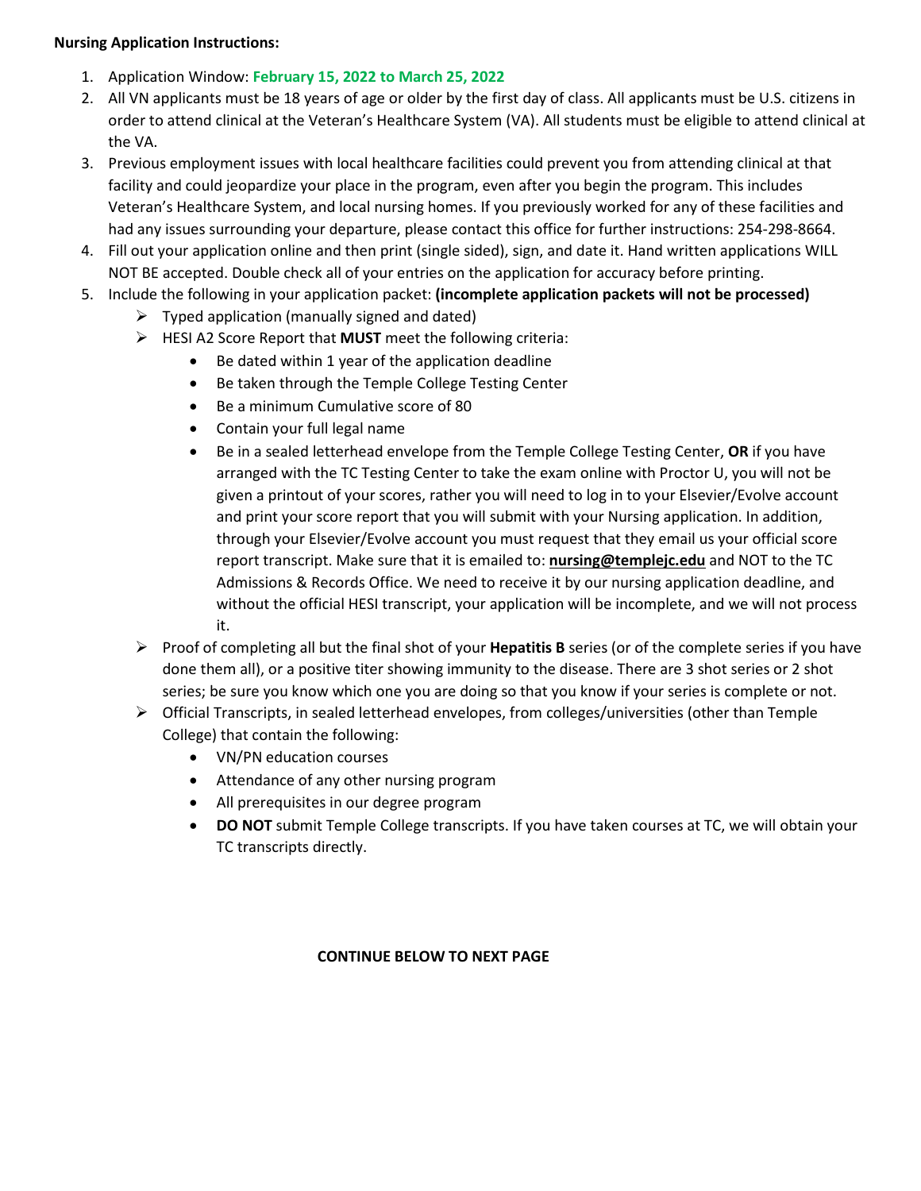**Nursing Application Instructions:**

1. Application Window: **February 15, 2022 to March 25, 2022**
2. All VN applicants must be 18 years of age or older by the first day of class. All applicants must be U.S. citizens in order to attend clinical at the Veteran's Healthcare System (VA). All students must be eligible to attend clinical at the VA.
3. Previous employment issues with local healthcare facilities could prevent you from attending clinical at that facility and could jeopardize your place in the program, even after you begin the program. This includes Veteran's Healthcare System, and local nursing homes. If you previously worked for any of these facilities and had any issues surrounding your departure, please contact this office for further instructions: 254-298-8664.
4. Fill out your application online and then print (single sided), sign, and date it. Hand written applications WILL NOT BE accepted. Double check all of your entries on the application for accuracy before printing.
5. Include the following in your application packet: **(incomplete application packets will not be processed)**
    - Typed application (manually signed and dated)
    - HESI A2 Score Report that **MUST** meet the following criteria:
        - Be dated within 1 year of the application deadline
        - Be taken through the Temple College Testing Center
        - Be a minimum Cumulative score of 80
        - Contain your full legal name
        - Be in a sealed letterhead envelope from the Temple College Testing Center, **OR** if you have arranged with the TC Testing Center to take the exam online with Proctor U, you will not be given a printout of your scores, rather you will need to log in to your Elsevier/Evolve account and print your score report that you will submit with your Nursing application. In addition, through your Elsevier/Evolve account you must request that they email us your official score report transcript. Make sure that it is emailed to: **nursing@templejc.edu** and NOT to the TC Admissions & Records Office. We need to receive it by our nursing application deadline, and without the official HESI transcript, your application will be incomplete, and we will not process it.
    - Proof of completing all but the final shot of your **Hepatitis B** series (or of the complete series if you have done them all), or a positive titer showing immunity to the disease. There are 3 shot series or 2 shot series; be sure you know which one you are doing so that you know if your series is complete or not.
    - Official Transcripts, in sealed letterhead envelopes, from colleges/universities (other than Temple College) that contain the following:
        - VN/PN education courses
        - Attendance of any other nursing program
        - All prerequisites in our degree program
        - **DO NOT** submit Temple College transcripts. If you have taken courses at TC, we will obtain your TC transcripts directly.

**CONTINUE BELOW TO NEXT PAGE**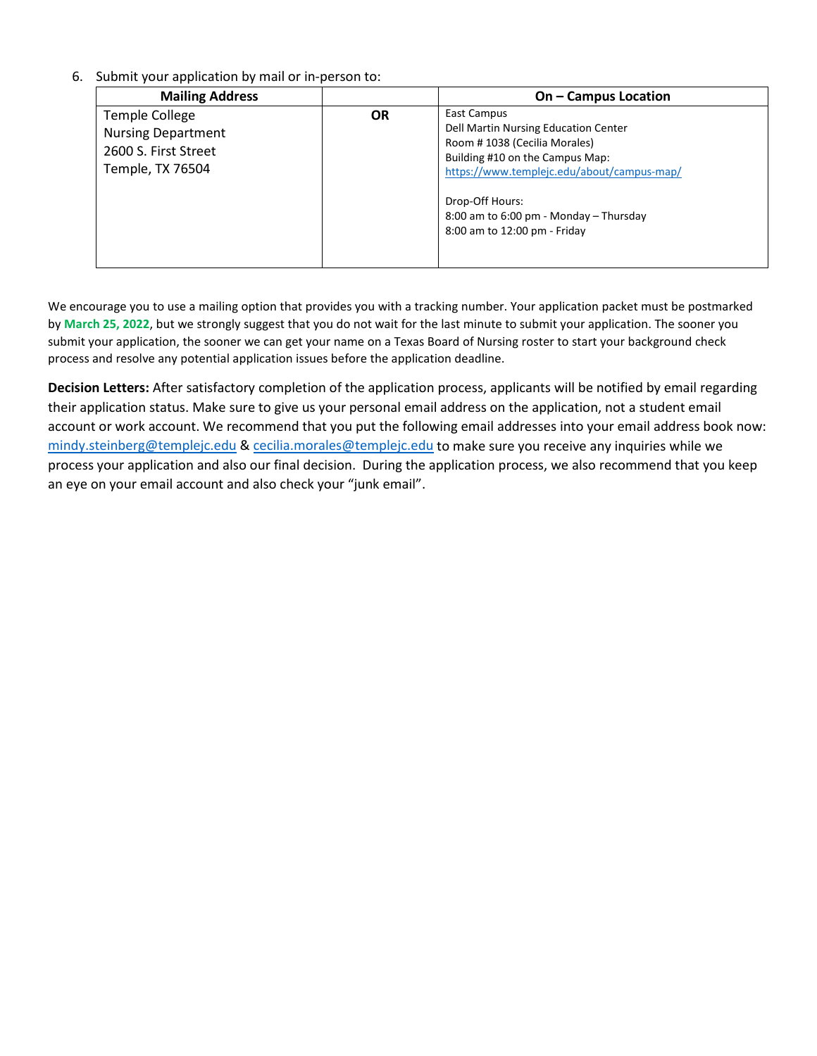6. Submit your application by mail or in-person to:

| Mailing Address | | On – Campus Location |
|---|---|---|
| Temple College<br>Nursing Department<br>2600 S. First Street<br>Temple, TX 76504 | **OR** | East Campus<br>Dell Martin Nursing Education Center<br>Room # 1038 (Cecilia Morales)<br>Building #10 on the Campus Map:<br>https://www.templejc.edu/about/campus-map/<br><br>Drop-Off Hours:<br>8:00 am to 6:00 pm - Monday – Thursday<br>8:00 am to 12:00 pm - Friday |

We encourage you to use a mailing option that provides you with a tracking number. Your application packet must be postmarked by **March 25, 2022**, but we strongly suggest that you do not wait for the last minute to submit your application. The sooner you submit your application, the sooner we can get your name on a Texas Board of Nursing roster to start your background check process and resolve any potential application issues before the application deadline.

**Decision Letters:** After satisfactory completion of the application process, applicants will be notified by email regarding their application status. Make sure to give us your personal email address on the application, not a student email account or work account. We recommend that you put the following email addresses into your email address book now: mindy.steinberg@templejc.edu & cecilia.morales@templejc.edu to make sure you receive any inquiries while we process your application and also our final decision. During the application process, we also recommend that you keep an eye on your email account and also check your "junk email".